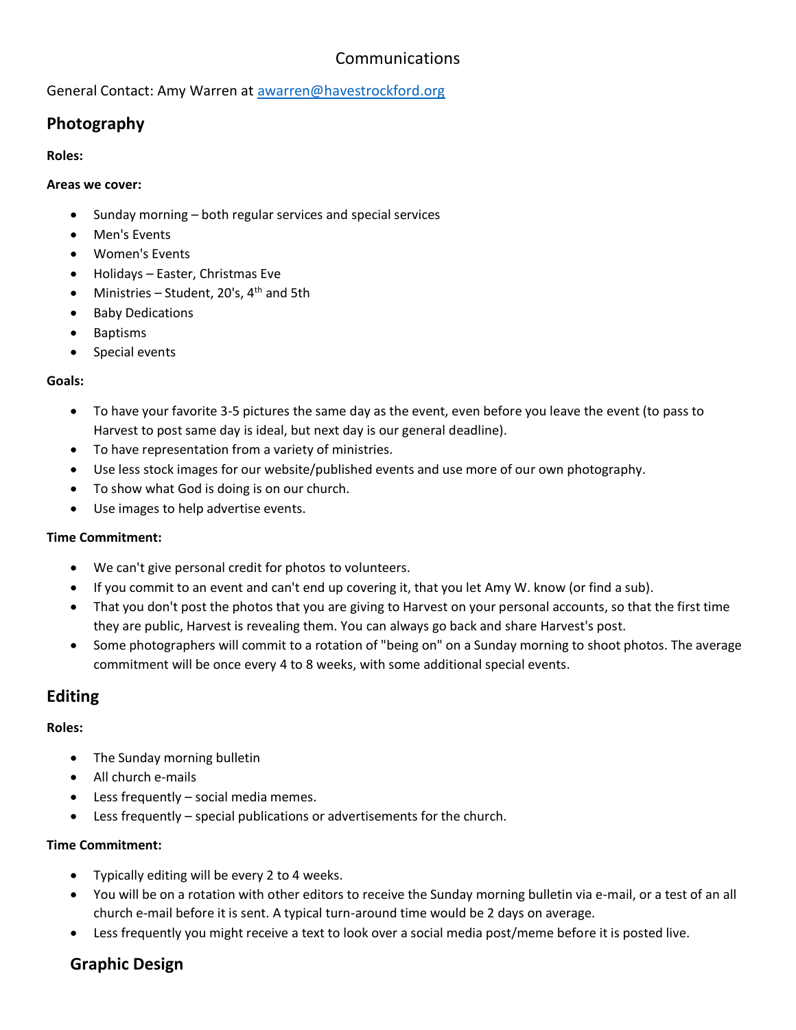Communications

General Contact: Amy Warren at [awarren@havestrockford.org](mailto:awarren@havestrockford.org)

## Photography

**Roles:**

**Areas we cover:**

- Sunday morning – both regular services and special services
- Men's Events
- Women's Events
- Holidays – Easter, Christmas Eve
- Ministries – Student, 20's, 4th and 5th
- Baby Dedications
- Baptisms
- Special events

**Goals:**

- To have your favorite 3-5 pictures the same day as the event, even before you leave the event (to pass to Harvest to post same day is ideal, but next day is our general deadline).
- To have representation from a variety of ministries.
- Use less stock images for our website/published events and use more of our own photography.
- To show what God is doing is on our church.
- Use images to help advertise events.

**Time Commitment:**

- We can't give personal credit for photos to volunteers.
- If you commit to an event and can't end up covering it, that you let Amy W. know (or find a sub).
- That you don't post the photos that you are giving to Harvest on your personal accounts, so that the first time they are public, Harvest is revealing them. You can always go back and share Harvest's post.
- Some photographers will commit to a rotation of "being on" on a Sunday morning to shoot photos. The average commitment will be once every 4 to 8 weeks, with some additional special events.

## Editing

**Roles:**

- The Sunday morning bulletin
- All church e-mails
- Less frequently – social media memes.
- Less frequently – special publications or advertisements for the church.

**Time Commitment:**

- Typically editing will be every 2 to 4 weeks.
- You will be on a rotation with other editors to receive the Sunday morning bulletin via e-mail, or a test of an all church e-mail before it is sent. A typical turn-around time would be 2 days on average.
- Less frequently you might receive a text to look over a social media post/meme before it is posted live.

## Graphic Design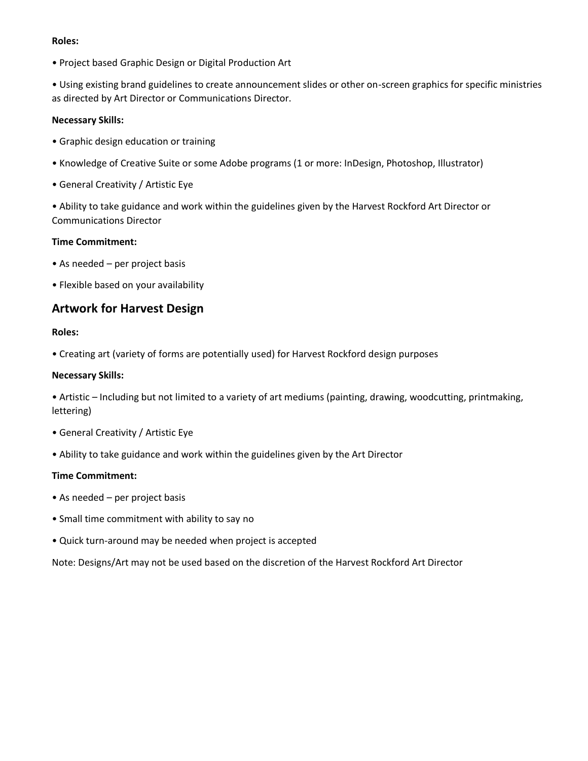**Roles:**

• Project based Graphic Design or Digital Production Art

• Using existing brand guidelines to create announcement slides or other on-screen graphics for specific ministries as directed by Art Director or Communications Director.

**Necessary Skills:**

• Graphic design education or training

• Knowledge of Creative Suite or some Adobe programs (1 or more: InDesign, Photoshop, Illustrator)

• General Creativity / Artistic Eye

• Ability to take guidance and work within the guidelines given by the Harvest Rockford Art Director or Communications Director

**Time Commitment:**

• As needed – per project basis

• Flexible based on your availability

## Artwork for Harvest Design

**Roles:**

• Creating art (variety of forms are potentially used) for Harvest Rockford design purposes

**Necessary Skills:**

• Artistic – Including but not limited to a variety of art mediums (painting, drawing, woodcutting, printmaking, lettering)

• General Creativity / Artistic Eye

• Ability to take guidance and work within the guidelines given by the Art Director

**Time Commitment:**

• As needed – per project basis

• Small time commitment with ability to say no

• Quick turn-around may be needed when project is accepted

Note: Designs/Art may not be used based on the discretion of the Harvest Rockford Art Director